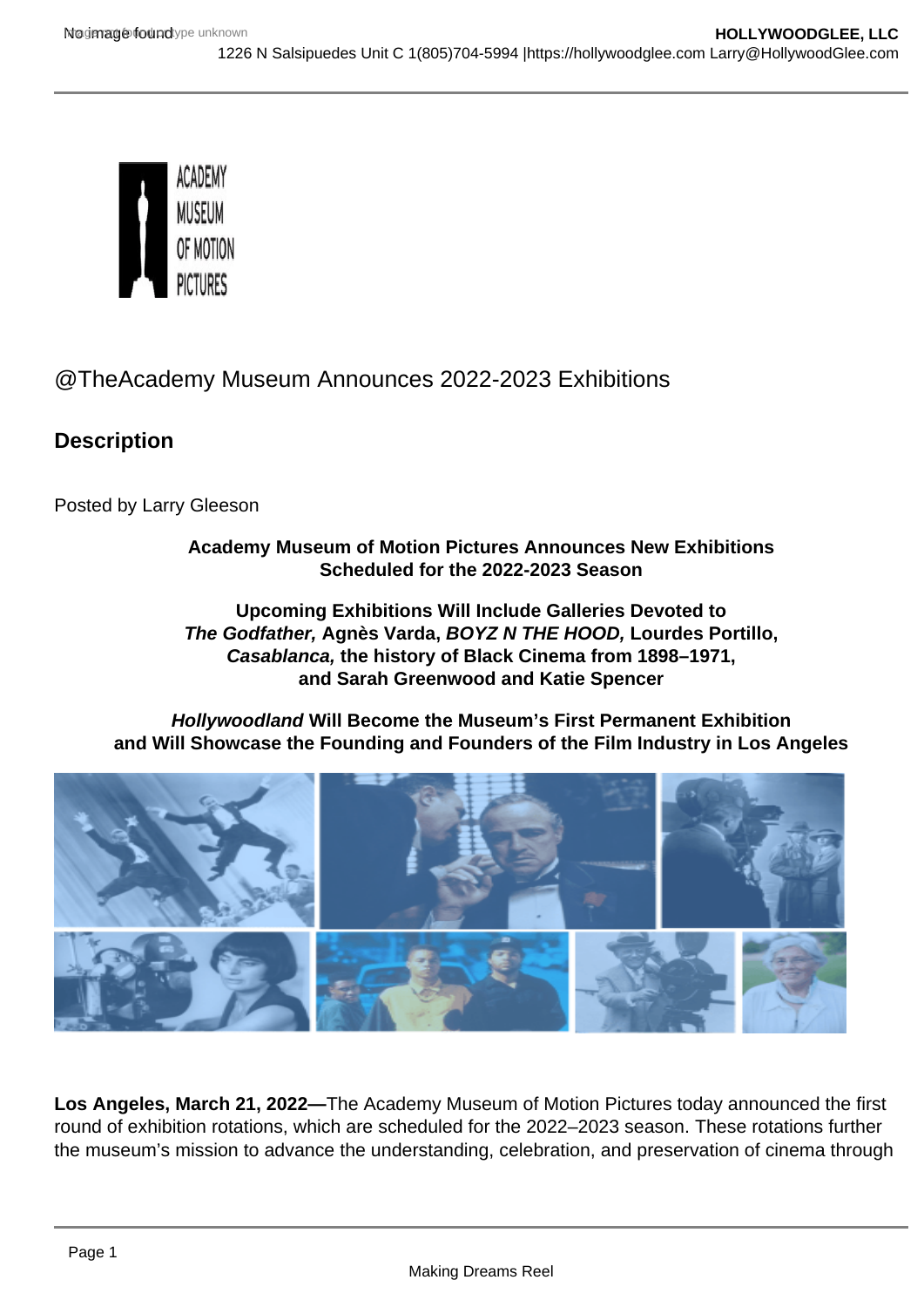# @TheAcademy Museum Announces 2022-2023 Exhibitions

## Description

Posted by Larry Gleeson

**Academy Museum of Motion Pictures Announces New Exhibitions Scheduled for the 2022-2023 Season**

**Upcoming Exhibitions Will Include Galleries Devoted to *The Godfather,* Agnès Varda, *BOYZ N THE HOOD,* Lourdes Portillo, *Casablanca,* the history of Black Cinema from 1898–1971, and Sarah Greenwood and Katie Spencer**

***Hollywoodland* Will Become the Museum's First Permanent Exhibition and Will Showcase the Founding and Founders of the Film Industry in Los Angeles**

**Los Angeles, March 21, 2022—**The Academy Museum of Motion Pictures today announced the first round of exhibition rotations, which are scheduled for the 2022–2023 season. These rotations further the museum's mission to advance the understanding, celebration, and preservation of cinema through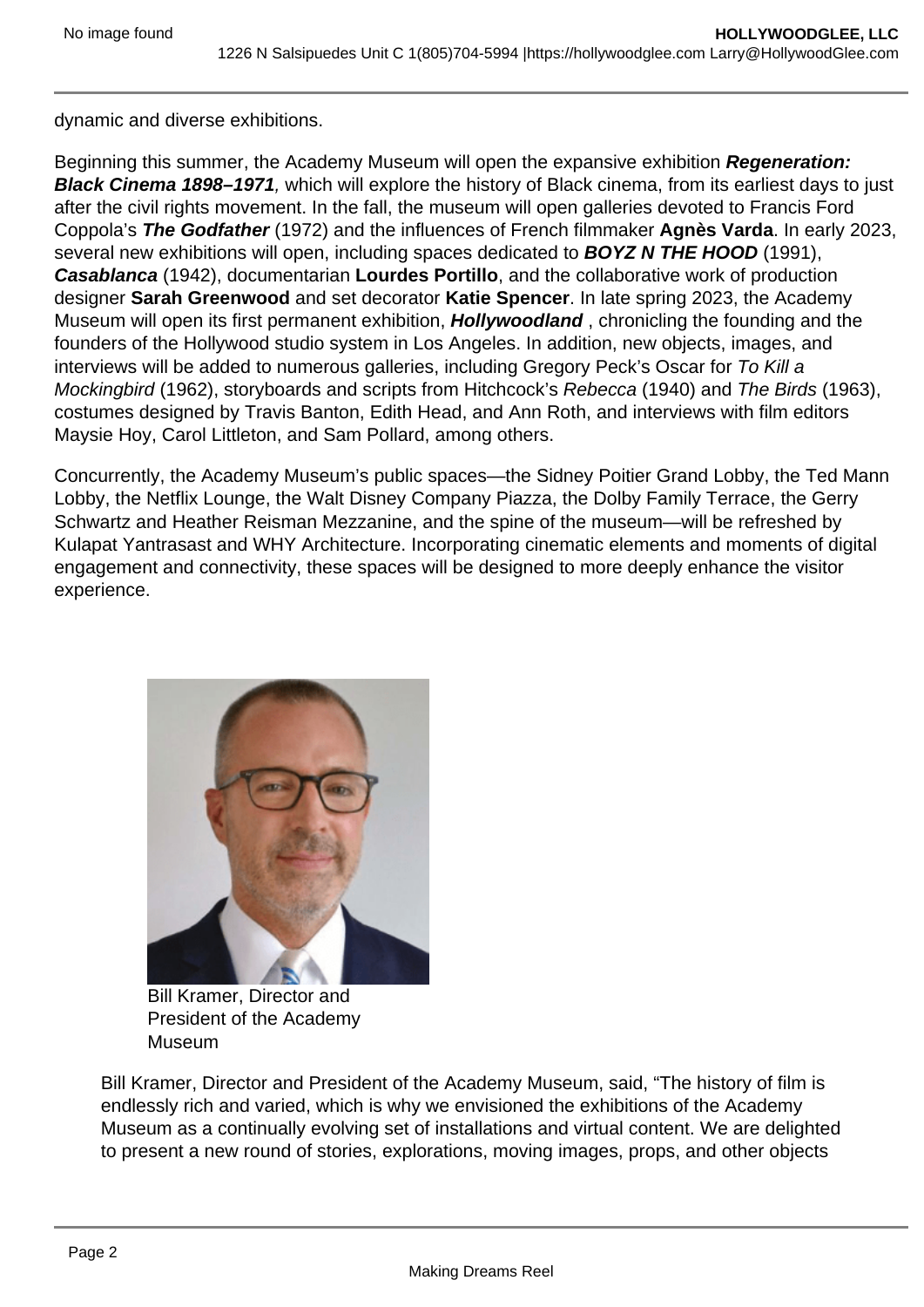dynamic and diverse exhibitions.

Beginning this summer, the Academy Museum will open the expansive exhibition ***Regeneration: Black Cinema 1898–1971***, which will explore the history of Black cinema, from its earliest days to just after the civil rights movement. In the fall, the museum will open galleries devoted to Francis Ford Coppola's ***The Godfather*** (1972) and the influences of French filmmaker **Agnès Varda**. In early 2023, several new exhibitions will open, including spaces dedicated to ***BOYZ N THE HOOD*** (1991), ***Casablanca*** (1942), documentarian **Lourdes Portillo**, and the collaborative work of production designer **Sarah Greenwood** and set decorator **Katie Spencer**. In late spring 2023, the Academy Museum will open its first permanent exhibition, ***Hollywoodland*** , chronicling the founding and the founders of the Hollywood studio system in Los Angeles. In addition, new objects, images, and interviews will be added to numerous galleries, including Gregory Peck's Oscar for *To Kill a Mockingbird* (1962), storyboards and scripts from Hitchcock's *Rebecca* (1940) and *The Birds* (1963), costumes designed by Travis Banton, Edith Head, and Ann Roth, and interviews with film editors Maysie Hoy, Carol Littleton, and Sam Pollard, among others.

Concurrently, the Academy Museum's public spaces—the Sidney Poitier Grand Lobby, the Ted Mann Lobby, the Netflix Lounge, the Walt Disney Company Piazza, the Dolby Family Terrace, the Gerry Schwartz and Heather Reisman Mezzanine, and the spine of the museum—will be refreshed by Kulapat Yantrasast and WHY Architecture. Incorporating cinematic elements and moments of digital engagement and connectivity, these spaces will be designed to more deeply enhance the visitor experience.

Bill Kramer, Director and President of the Academy Museum

Bill Kramer, Director and President of the Academy Museum, said, "The history of film is endlessly rich and varied, which is why we envisioned the exhibitions of the Academy Museum as a continually evolving set of installations and virtual content. We are delighted to present a new round of stories, explorations, moving images, props, and other objects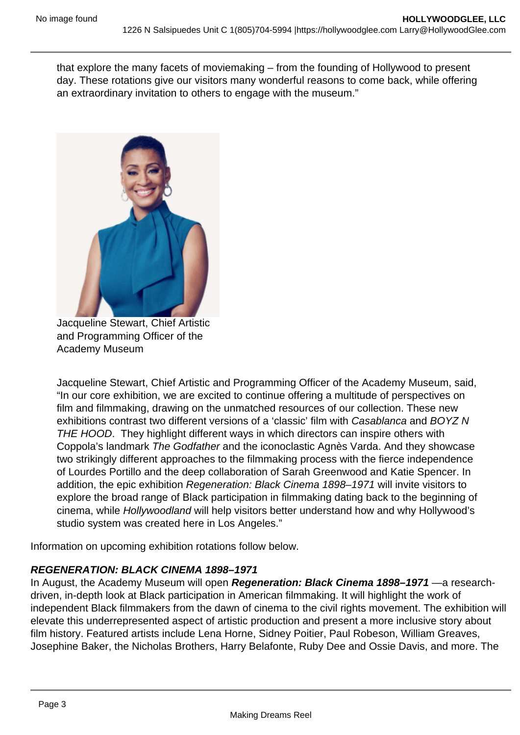that explore the many facets of moviemaking – from the founding of Hollywood to present day. These rotations give our visitors many wonderful reasons to come back, while offering an extraordinary invitation to others to engage with the museum."

Jacqueline Stewart, Chief Artistic and Programming Officer of the Academy Museum

Jacqueline Stewart, Chief Artistic and Programming Officer of the Academy Museum, said, "In our core exhibition, we are excited to continue offering a multitude of perspectives on film and filmmaking, drawing on the unmatched resources of our collection. These new exhibitions contrast two different versions of a 'classic' film with *Casablanca* and *BOYZ N THE HOOD*. They highlight different ways in which directors can inspire others with Coppola's landmark *The Godfather* and the iconoclastic Agnès Varda. And they showcase two strikingly different approaches to the filmmaking process with the fierce independence of Lourdes Portillo and the deep collaboration of Sarah Greenwood and Katie Spencer. In addition, the epic exhibition *Regeneration: Black Cinema 1898–1971* will invite visitors to explore the broad range of Black participation in filmmaking dating back to the beginning of cinema, while *Hollywoodland* will help visitors better understand how and why Hollywood's studio system was created here in Los Angeles."

Information on upcoming exhibition rotations follow below.

**_REGENERATION: BLACK CINEMA 1898–1971_**

In August, the Academy Museum will open **_Regeneration: Black Cinema 1898–1971_** —a research-driven, in-depth look at Black participation in American filmmaking. It will highlight the work of independent Black filmmakers from the dawn of cinema to the civil rights movement. The exhibition will elevate this underrepresented aspect of artistic production and present a more inclusive story about film history. Featured artists include Lena Horne, Sidney Poitier, Paul Robeson, William Greaves, Josephine Baker, the Nicholas Brothers, Harry Belafonte, Ruby Dee and Ossie Davis, and more. The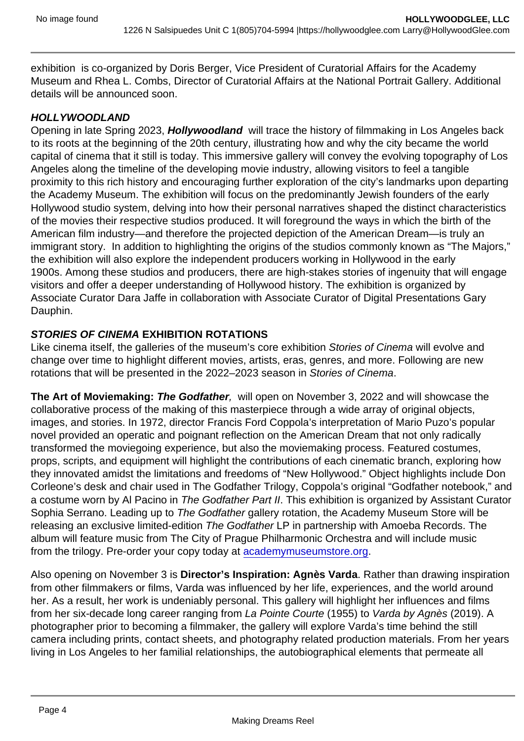exhibition is co-organized by Doris Berger, Vice President of Curatorial Affairs for the Academy Museum and Rhea L. Combs, Director of Curatorial Affairs at the National Portrait Gallery. Additional details will be announced soon.

***HOLLYWOODLAND***

Opening in late Spring 2023, ***Hollywoodland*** will trace the history of filmmaking in Los Angeles back to its roots at the beginning of the 20th century, illustrating how and why the city became the world capital of cinema that it still is today. This immersive gallery will convey the evolving topography of Los Angeles along the timeline of the developing movie industry, allowing visitors to feel a tangible proximity to this rich history and encouraging further exploration of the city's landmarks upon departing the Academy Museum. The exhibition will focus on the predominantly Jewish founders of the early Hollywood studio system, delving into how their personal narratives shaped the distinct characteristics of the movies their respective studios produced. It will foreground the ways in which the birth of the American film industry—and therefore the projected depiction of the American Dream—is truly an immigrant story. In addition to highlighting the origins of the studios commonly known as "The Majors," the exhibition will also explore the independent producers working in Hollywood in the early 1900s. Among these studios and producers, there are high-stakes stories of ingenuity that will engage visitors and offer a deeper understanding of Hollywood history. The exhibition is organized by Associate Curator Dara Jaffe in collaboration with Associate Curator of Digital Presentations Gary Dauphin.

***STORIES OF CINEMA* EXHIBITION ROTATIONS**

Like cinema itself, the galleries of the museum's core exhibition *Stories of Cinema* will evolve and change over time to highlight different movies, artists, eras, genres, and more. Following are new rotations that will be presented in the 2022–2023 season in *Stories of Cinema*.

**The Art of Moviemaking: *The Godfather*,** will open on November 3, 2022 and will showcase the collaborative process of the making of this masterpiece through a wide array of original objects, images, and stories. In 1972, director Francis Ford Coppola's interpretation of Mario Puzo's popular novel provided an operatic and poignant reflection on the American Dream that not only radically transformed the moviegoing experience, but also the moviemaking process. Featured costumes, props, scripts, and equipment will highlight the contributions of each cinematic branch, exploring how they innovated amidst the limitations and freedoms of "New Hollywood." Object highlights include Don Corleone's desk and chair used in The Godfather Trilogy, Coppola's original "Godfather notebook," and a costume worn by Al Pacino in *The Godfather Part II*. This exhibition is organized by Assistant Curator Sophia Serrano. Leading up to *The Godfather* gallery rotation, the Academy Museum Store will be releasing an exclusive limited-edition *The Godfather* LP in partnership with Amoeba Records. The album will feature music from The City of Prague Philharmonic Orchestra and will include music from the trilogy. Pre-order your copy today at [academymuseumstore.org](academymuseumstore.org).

Also opening on November 3 is **Director's Inspiration: Agnès Varda**. Rather than drawing inspiration from other filmmakers or films, Varda was influenced by her life, experiences, and the world around her. As a result, her work is undeniably personal. This gallery will highlight her influences and films from her six-decade long career ranging from *La Pointe Courte* (1955) to *Varda by Agnès* (2019). A photographer prior to becoming a filmmaker, the gallery will explore Varda's time behind the still camera including prints, contact sheets, and photography related production materials. From her years living in Los Angeles to her familial relationships, the autobiographical elements that permeate all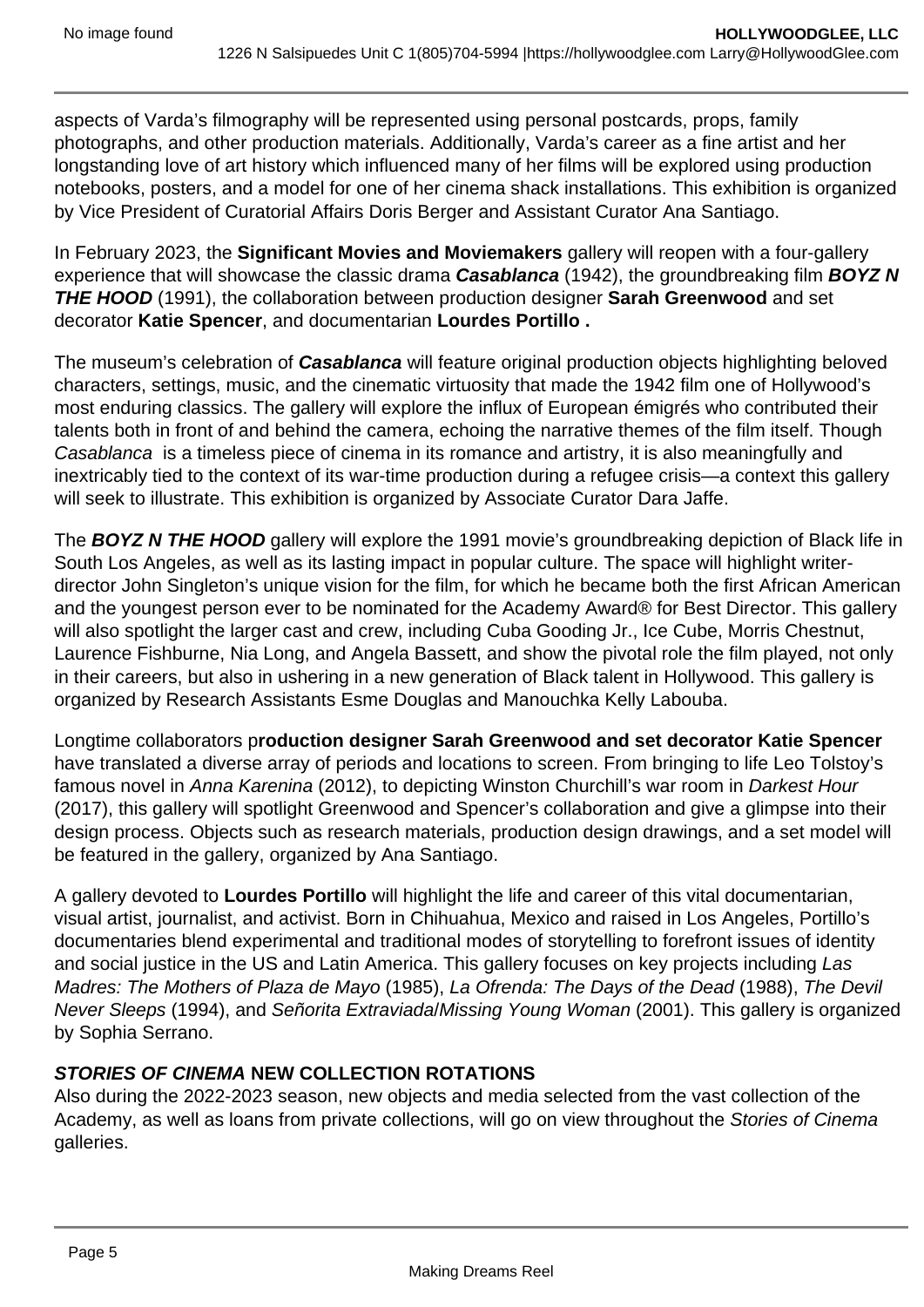aspects of Varda's filmography will be represented using personal postcards, props, family photographs, and other production materials. Additionally, Varda's career as a fine artist and her longstanding love of art history which influenced many of her films will be explored using production notebooks, posters, and a model for one of her cinema shack installations. This exhibition is organized by Vice President of Curatorial Affairs Doris Berger and Assistant Curator Ana Santiago.

In February 2023, the **Significant Movies and Moviemakers** gallery will reopen with a four-gallery experience that will showcase the classic drama ***Casablanca*** (1942), the groundbreaking film ***BOYZ N THE HOOD*** (1991), the collaboration between production designer **Sarah Greenwood** and set decorator **Katie Spencer**, and documentarian **Lourdes Portillo .**

The museum's celebration of ***Casablanca*** will feature original production objects highlighting beloved characters, settings, music, and the cinematic virtuosity that made the 1942 film one of Hollywood's most enduring classics. The gallery will explore the influx of European émigrés who contributed their talents both in front of and behind the camera, echoing the narrative themes of the film itself. Though *Casablanca* is a timeless piece of cinema in its romance and artistry, it is also meaningfully and inextricably tied to the context of its war-time production during a refugee crisis—a context this gallery will seek to illustrate. This exhibition is organized by Associate Curator Dara Jaffe.

The ***BOYZ N THE HOOD*** gallery will explore the 1991 movie's groundbreaking depiction of Black life in South Los Angeles, as well as its lasting impact in popular culture. The space will highlight writer-director John Singleton's unique vision for the film, for which he became both the first African American and the youngest person ever to be nominated for the Academy Award® for Best Director. This gallery will also spotlight the larger cast and crew, including Cuba Gooding Jr., Ice Cube, Morris Chestnut, Laurence Fishburne, Nia Long, and Angela Bassett, and show the pivotal role the film played, not only in their careers, but also in ushering in a new generation of Black talent in Hollywood. This gallery is organized by Research Assistants Esme Douglas and Manouchka Kelly Labouba.

Longtime collaborators p**roduction designer Sarah Greenwood and set decorator Katie Spencer** have translated a diverse array of periods and locations to screen. From bringing to life Leo Tolstoy's famous novel in *Anna Karenina* (2012), to depicting Winston Churchill's war room in *Darkest Hour* (2017), this gallery will spotlight Greenwood and Spencer's collaboration and give a glimpse into their design process. Objects such as research materials, production design drawings, and a set model will be featured in the gallery, organized by Ana Santiago.

A gallery devoted to **Lourdes Portillo** will highlight the life and career of this vital documentarian, visual artist, journalist, and activist. Born in Chihuahua, Mexico and raised in Los Angeles, Portillo's documentaries blend experimental and traditional modes of storytelling to forefront issues of identity and social justice in the US and Latin America. This gallery focuses on key projects including *Las Madres: The Mothers of Plaza de Mayo* (1985), *La Ofrenda: The Days of the Dead* (1988), *The Devil Never Sleeps* (1994), and *Señorita Extraviada/Missing Young Woman* (2001). This gallery is organized by Sophia Serrano.

***STORIES OF CINEMA*** **NEW COLLECTION ROTATIONS**

Also during the 2022-2023 season, new objects and media selected from the vast collection of the Academy, as well as loans from private collections, will go on view throughout the *Stories of Cinema* galleries.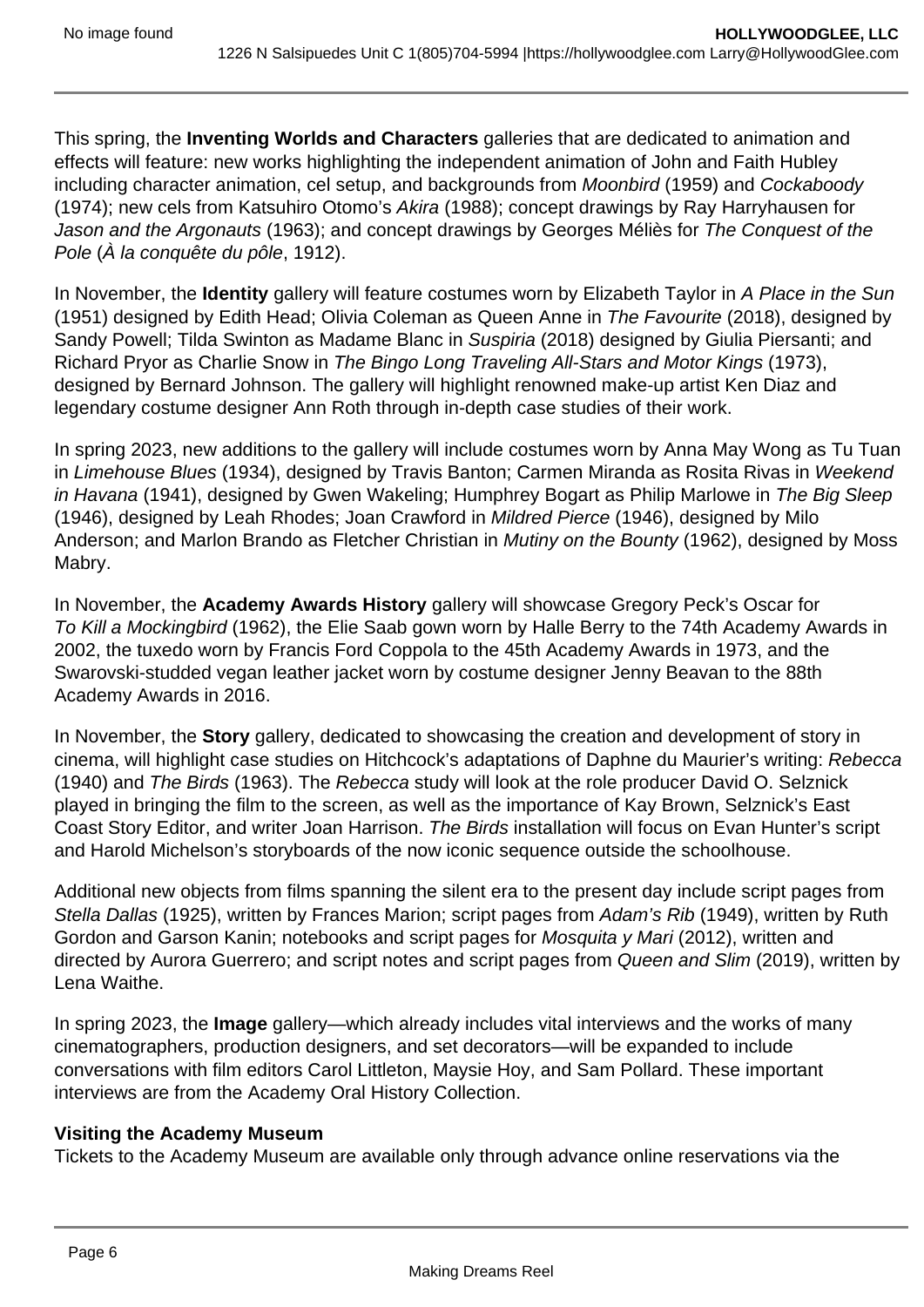This spring, the **Inventing Worlds and Characters** galleries that are dedicated to animation and effects will feature: new works highlighting the independent animation of John and Faith Hubley including character animation, cel setup, and backgrounds from *Moonbird* (1959) and *Cockaboody* (1974); new cels from Katsuhiro Otomo's *Akira* (1988); concept drawings by Ray Harryhausen for *Jason and the Argonauts* (1963); and concept drawings by Georges Méliès for *The Conquest of the Pole* (*À la conquête du pôle*, 1912).

In November, the **Identity** gallery will feature costumes worn by Elizabeth Taylor in *A Place in the Sun* (1951) designed by Edith Head; Olivia Coleman as Queen Anne in *The Favourite* (2018), designed by Sandy Powell; Tilda Swinton as Madame Blanc in *Suspiria* (2018) designed by Giulia Piersanti; and Richard Pryor as Charlie Snow in *The Bingo Long Traveling All-Stars and Motor Kings* (1973), designed by Bernard Johnson. The gallery will highlight renowned make-up artist Ken Diaz and legendary costume designer Ann Roth through in-depth case studies of their work.

In spring 2023, new additions to the gallery will include costumes worn by Anna May Wong as Tu Tuan in *Limehouse Blues* (1934), designed by Travis Banton; Carmen Miranda as Rosita Rivas in *Weekend in Havana* (1941), designed by Gwen Wakeling; Humphrey Bogart as Philip Marlowe in *The Big Sleep* (1946), designed by Leah Rhodes; Joan Crawford in *Mildred Pierce* (1946), designed by Milo Anderson; and Marlon Brando as Fletcher Christian in *Mutiny on the Bounty* (1962), designed by Moss Mabry.

In November, the **Academy Awards History** gallery will showcase Gregory Peck's Oscar for *To Kill a Mockingbird* (1962), the Elie Saab gown worn by Halle Berry to the 74th Academy Awards in 2002, the tuxedo worn by Francis Ford Coppola to the 45th Academy Awards in 1973, and the Swarovski-studded vegan leather jacket worn by costume designer Jenny Beavan to the 88th Academy Awards in 2016.

In November, the **Story** gallery, dedicated to showcasing the creation and development of story in cinema, will highlight case studies on Hitchcock's adaptations of Daphne du Maurier's writing: *Rebecca* (1940) and *The Birds* (1963). The *Rebecca* study will look at the role producer David O. Selznick played in bringing the film to the screen, as well as the importance of Kay Brown, Selznick's East Coast Story Editor, and writer Joan Harrison. *The Birds* installation will focus on Evan Hunter's script and Harold Michelson's storyboards of the now iconic sequence outside the schoolhouse.

Additional new objects from films spanning the silent era to the present day include script pages from *Stella Dallas* (1925), written by Frances Marion; script pages from *Adam's Rib* (1949), written by Ruth Gordon and Garson Kanin; notebooks and script pages for *Mosquita y Mari* (2012), written and directed by Aurora Guerrero; and script notes and script pages from *Queen and Slim* (2019), written by Lena Waithe.

In spring 2023, the **Image** gallery—which already includes vital interviews and the works of many cinematographers, production designers, and set decorators—will be expanded to include conversations with film editors Carol Littleton, Maysie Hoy, and Sam Pollard. These important interviews are from the Academy Oral History Collection.

**Visiting the Academy Museum**
Tickets to the Academy Museum are available only through advance online reservations via the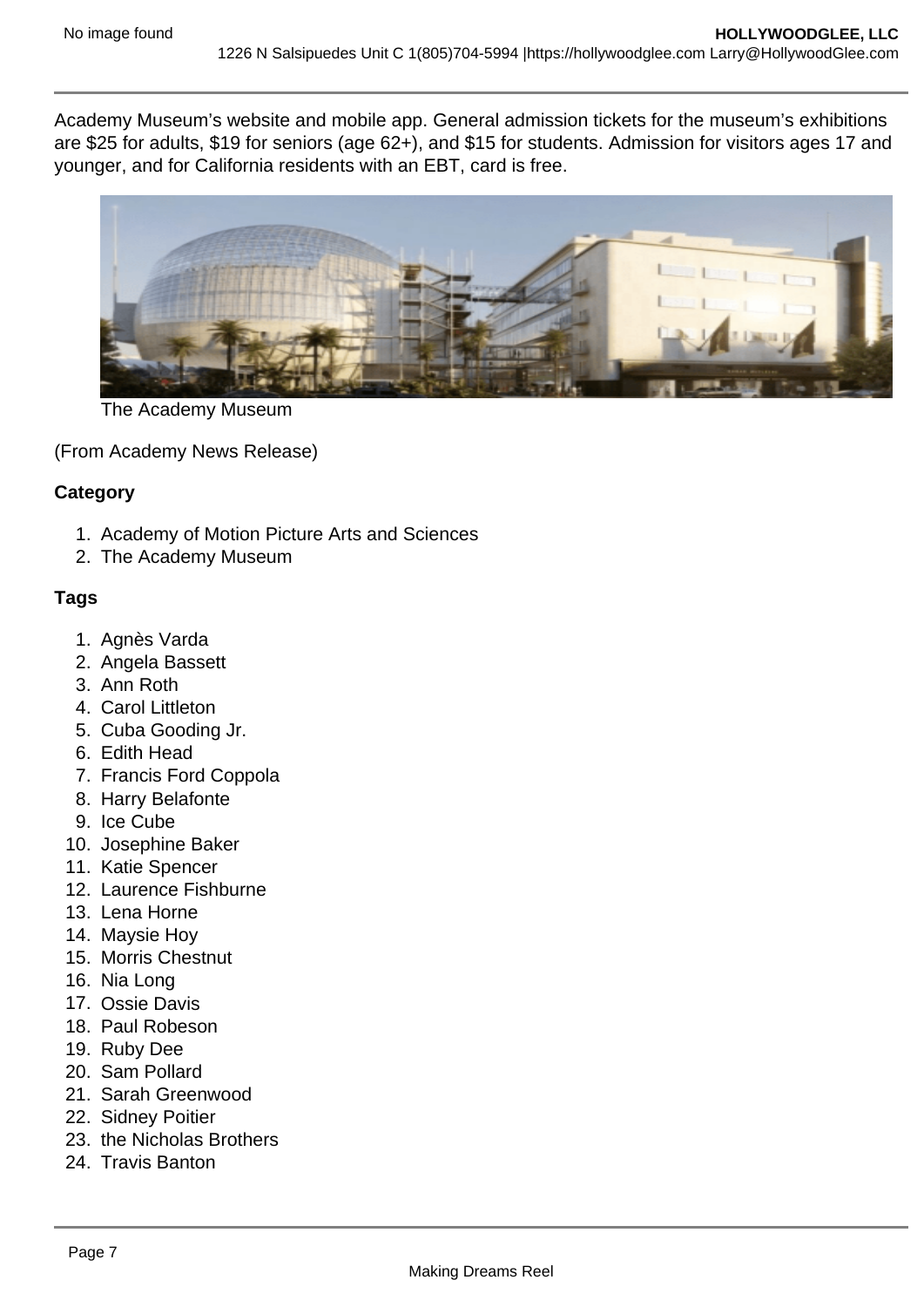Academy Museum's website and mobile app. General admission tickets for the museum's exhibitions are $25 for adults, $19 for seniors (age 62+), and $15 for students. Admission for visitors ages 17 and younger, and for California residents with an EBT, card is free.

The Academy Museum

(From Academy News Release)

**Category**

1. Academy of Motion Picture Arts and Sciences
2. The Academy Museum

**Tags**

1. Agnès Varda
2. Angela Bassett
3. Ann Roth
4. Carol Littleton
5. Cuba Gooding Jr.
6. Edith Head
7. Francis Ford Coppola
8. Harry Belafonte
9. Ice Cube
10. Josephine Baker
11. Katie Spencer
12. Laurence Fishburne
13. Lena Horne
14. Maysie Hoy
15. Morris Chestnut
16. Nia Long
17. Ossie Davis
18. Paul Robeson
19. Ruby Dee
20. Sam Pollard
21. Sarah Greenwood
22. Sidney Poitier
23. the Nicholas Brothers
24. Travis Banton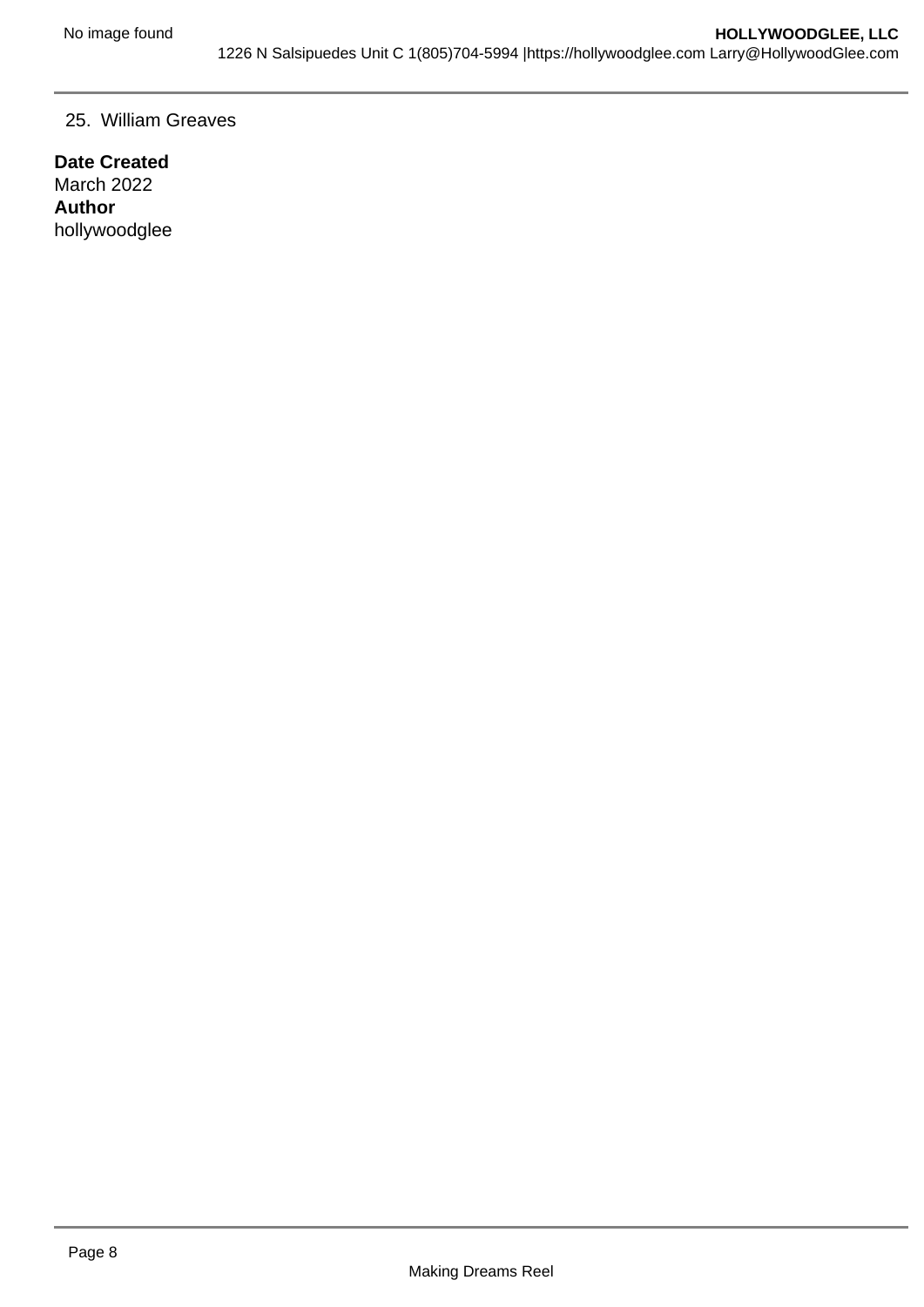25. William Greaves

**Date Created**
March 2022
**Author**
hollywoodglee